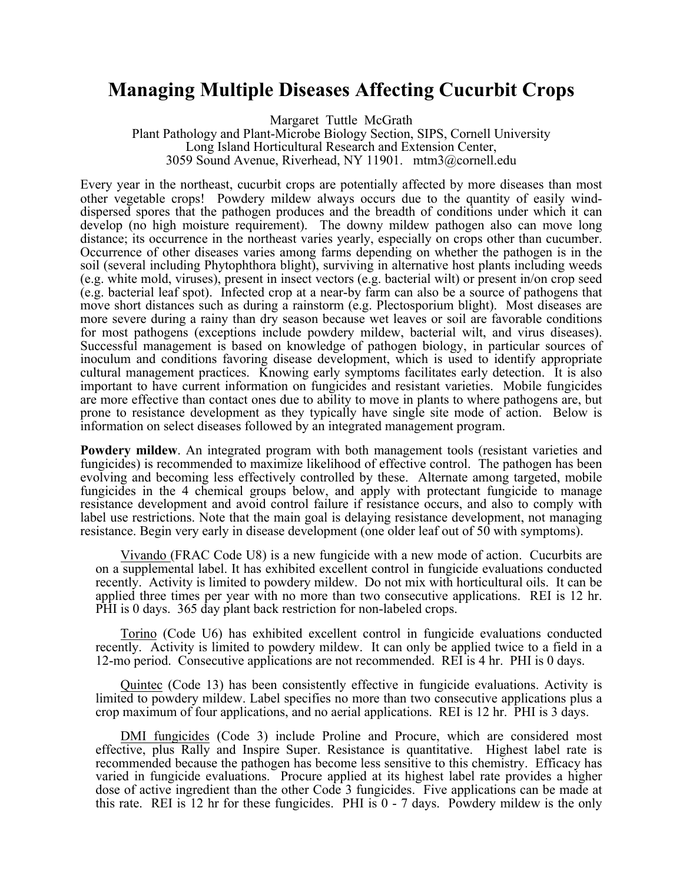# Managing Multiple Diseases Affecting Cucurbit Crops

Margaret Tuttle McGrath
Plant Pathology and Plant-Microbe Biology Section, SIPS, Cornell University
Long Island Horticultural Research and Extension Center,
3059 Sound Avenue, Riverhead, NY 11901. mtm3@cornell.edu

Every year in the northeast, cucurbit crops are potentially affected by more diseases than most other vegetable crops! Powdery mildew always occurs due to the quantity of easily wind-dispersed spores that the pathogen produces and the breadth of conditions under which it can develop (no high moisture requirement). The downy mildew pathogen also can move long distance; its occurrence in the northeast varies yearly, especially on crops other than cucumber. Occurrence of other diseases varies among farms depending on whether the pathogen is in the soil (several including Phytophthora blight), surviving in alternative host plants including weeds (e.g. white mold, viruses), present in insect vectors (e.g. bacterial wilt) or present in/on crop seed (e.g. bacterial leaf spot). Infected crop at a near-by farm can also be a source of pathogens that move short distances such as during a rainstorm (e.g. Plectosporium blight). Most diseases are more severe during a rainy than dry season because wet leaves or soil are favorable conditions for most pathogens (exceptions include powdery mildew, bacterial wilt, and virus diseases). Successful management is based on knowledge of pathogen biology, in particular sources of inoculum and conditions favoring disease development, which is used to identify appropriate cultural management practices. Knowing early symptoms facilitates early detection. It is also important to have current information on fungicides and resistant varieties. Mobile fungicides are more effective than contact ones due to ability to move in plants to where pathogens are, but prone to resistance development as they typically have single site mode of action. Below is information on select diseases followed by an integrated management program.

**Powdery mildew**. An integrated program with both management tools (resistant varieties and fungicides) is recommended to maximize likelihood of effective control. The pathogen has been evolving and becoming less effectively controlled by these. Alternate among targeted, mobile fungicides in the 4 chemical groups below, and apply with protectant fungicide to manage resistance development and avoid control failure if resistance occurs, and also to comply with label use restrictions. Note that the main goal is delaying resistance development, not managing resistance. Begin very early in disease development (one older leaf out of 50 with symptoms).

Vivando (FRAC Code U8) is a new fungicide with a new mode of action. Cucurbits are on a supplemental label. It has exhibited excellent control in fungicide evaluations conducted recently. Activity is limited to powdery mildew. Do not mix with horticultural oils. It can be applied three times per year with no more than two consecutive applications. REI is 12 hr. PHI is 0 days. 365 day plant back restriction for non-labeled crops.

Torino (Code U6) has exhibited excellent control in fungicide evaluations conducted recently. Activity is limited to powdery mildew. It can only be applied twice to a field in a 12-mo period. Consecutive applications are not recommended. REI is 4 hr. PHI is 0 days.

Quintec (Code 13) has been consistently effective in fungicide evaluations. Activity is limited to powdery mildew. Label specifies no more than two consecutive applications plus a crop maximum of four applications, and no aerial applications. REI is 12 hr. PHI is 3 days.

DMI fungicides (Code 3) include Proline and Procure, which are considered most effective, plus Rally and Inspire Super. Resistance is quantitative. Highest label rate is recommended because the pathogen has become less sensitive to this chemistry. Efficacy has varied in fungicide evaluations. Procure applied at its highest label rate provides a higher dose of active ingredient than the other Code 3 fungicides. Five applications can be made at this rate. REI is 12 hr for these fungicides. PHI is 0 - 7 days. Powdery mildew is the only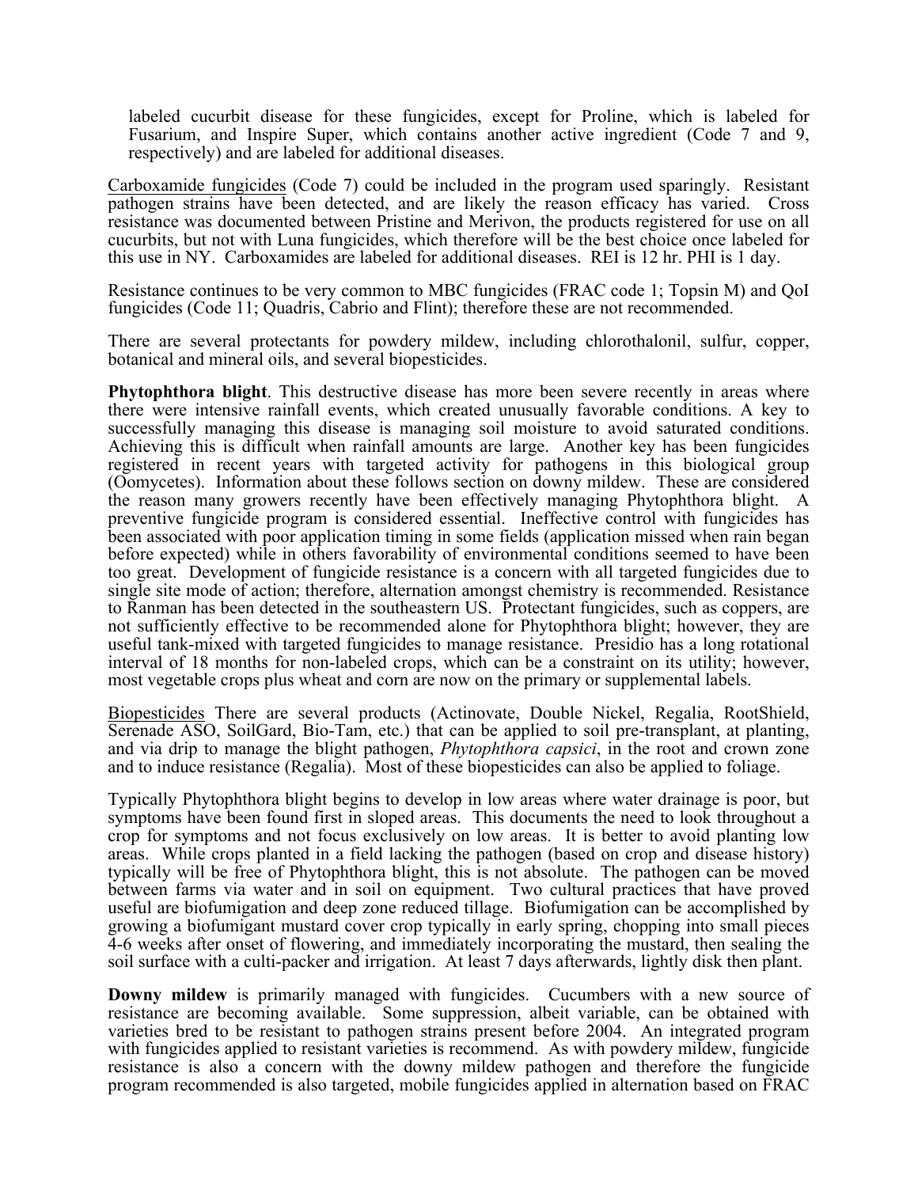labeled cucurbit disease for these fungicides, except for Proline, which is labeled for Fusarium, and Inspire Super, which contains another active ingredient (Code 7 and 9, respectively) and are labeled for additional diseases.

Carboxamide fungicides (Code 7) could be included in the program used sparingly. Resistant pathogen strains have been detected, and are likely the reason efficacy has varied. Cross resistance was documented between Pristine and Merivon, the products registered for use on all cucurbits, but not with Luna fungicides, which therefore will be the best choice once labeled for this use in NY. Carboxamides are labeled for additional diseases. REI is 12 hr. PHI is 1 day.

Resistance continues to be very common to MBC fungicides (FRAC code 1; Topsin M) and QoI fungicides (Code 11; Quadris, Cabrio and Flint); therefore these are not recommended.

There are several protectants for powdery mildew, including chlorothalonil, sulfur, copper, botanical and mineral oils, and several biopesticides.

**Phytophthora blight**. This destructive disease has more been severe recently in areas where there were intensive rainfall events, which created unusually favorable conditions. A key to successfully managing this disease is managing soil moisture to avoid saturated conditions. Achieving this is difficult when rainfall amounts are large. Another key has been fungicides registered in recent years with targeted activity for pathogens in this biological group (Oomycetes). Information about these follows section on downy mildew. These are considered the reason many growers recently have been effectively managing Phytophthora blight. A preventive fungicide program is considered essential. Ineffective control with fungicides has been associated with poor application timing in some fields (application missed when rain began before expected) while in others favorability of environmental conditions seemed to have been too great. Development of fungicide resistance is a concern with all targeted fungicides due to single site mode of action; therefore, alternation amongst chemistry is recommended. Resistance to Ranman has been detected in the southeastern US. Protectant fungicides, such as coppers, are not sufficiently effective to be recommended alone for Phytophthora blight; however, they are useful tank-mixed with targeted fungicides to manage resistance. Presidio has a long rotational interval of 18 months for non-labeled crops, which can be a constraint on its utility; however, most vegetable crops plus wheat and corn are now on the primary or supplemental labels.

Biopesticides There are several products (Actinovate, Double Nickel, Regalia, RootShield, Serenade ASO, SoilGard, Bio-Tam, etc.) that can be applied to soil pre-transplant, at planting, and via drip to manage the blight pathogen, *Phytophthora capsici*, in the root and crown zone and to induce resistance (Regalia). Most of these biopesticides can also be applied to foliage.

Typically Phytophthora blight begins to develop in low areas where water drainage is poor, but symptoms have been found first in sloped areas. This documents the need to look throughout a crop for symptoms and not focus exclusively on low areas. It is better to avoid planting low areas. While crops planted in a field lacking the pathogen (based on crop and disease history) typically will be free of Phytophthora blight, this is not absolute. The pathogen can be moved between farms via water and in soil on equipment. Two cultural practices that have proved useful are biofumigation and deep zone reduced tillage. Biofumigation can be accomplished by growing a biofumigant mustard cover crop typically in early spring, chopping into small pieces 4-6 weeks after onset of flowering, and immediately incorporating the mustard, then sealing the soil surface with a culti-packer and irrigation. At least 7 days afterwards, lightly disk then plant.

**Downy mildew** is primarily managed with fungicides. Cucumbers with a new source of resistance are becoming available. Some suppression, albeit variable, can be obtained with varieties bred to be resistant to pathogen strains present before 2004. An integrated program with fungicides applied to resistant varieties is recommend. As with powdery mildew, fungicide resistance is also a concern with the downy mildew pathogen and therefore the fungicide program recommended is also targeted, mobile fungicides applied in alternation based on FRAC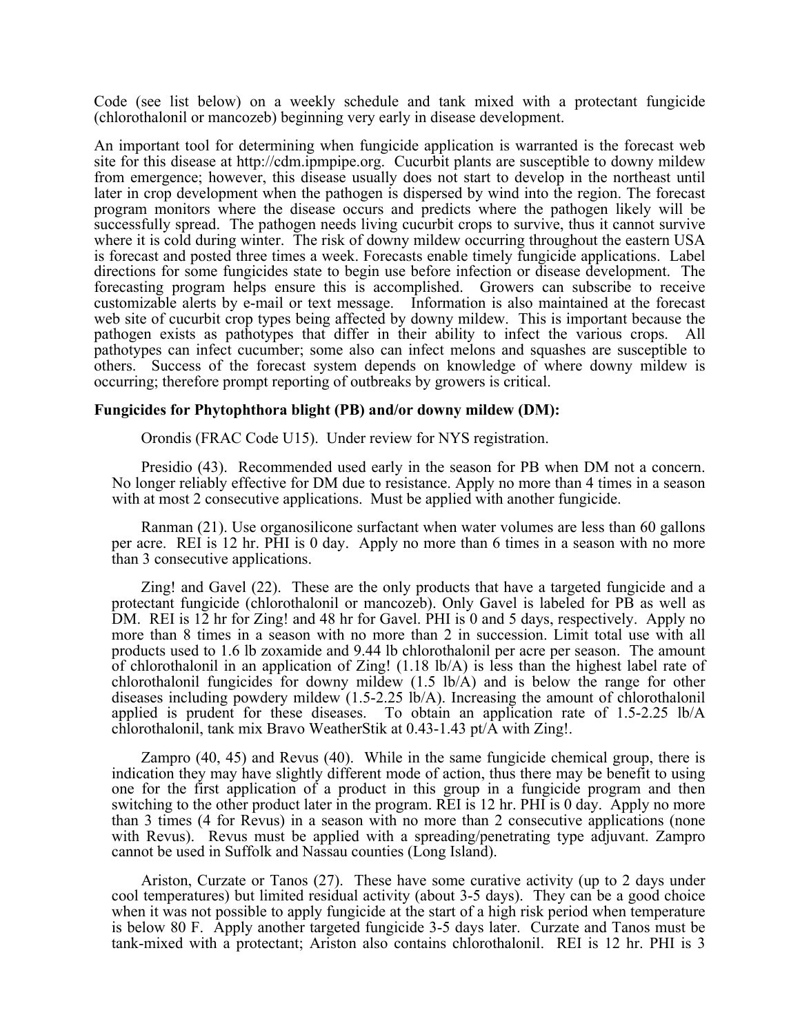Code (see list below) on a weekly schedule and tank mixed with a protectant fungicide (chlorothalonil or mancozeb) beginning very early in disease development.

An important tool for determining when fungicide application is warranted is the forecast web site for this disease at http://cdm.ipmpipe.org. Cucurbit plants are susceptible to downy mildew from emergence; however, this disease usually does not start to develop in the northeast until later in crop development when the pathogen is dispersed by wind into the region. The forecast program monitors where the disease occurs and predicts where the pathogen likely will be successfully spread. The pathogen needs living cucurbit crops to survive, thus it cannot survive where it is cold during winter. The risk of downy mildew occurring throughout the eastern USA is forecast and posted three times a week. Forecasts enable timely fungicide applications. Label directions for some fungicides state to begin use before infection or disease development. The forecasting program helps ensure this is accomplished. Growers can subscribe to receive customizable alerts by e-mail or text message. Information is also maintained at the forecast web site of cucurbit crop types being affected by downy mildew. This is important because the pathogen exists as pathotypes that differ in their ability to infect the various crops. All pathotypes can infect cucumber; some also can infect melons and squashes are susceptible to others. Success of the forecast system depends on knowledge of where downy mildew is occurring; therefore prompt reporting of outbreaks by growers is critical.

**Fungicides for Phytophthora blight (PB) and/or downy mildew (DM):**

Orondis (FRAC Code U15). Under review for NYS registration.

Presidio (43). Recommended used early in the season for PB when DM not a concern. No longer reliably effective for DM due to resistance. Apply no more than 4 times in a season with at most 2 consecutive applications. Must be applied with another fungicide.

Ranman (21). Use organosilicone surfactant when water volumes are less than 60 gallons per acre. REI is 12 hr. PHI is 0 day. Apply no more than 6 times in a season with no more than 3 consecutive applications.

Zing! and Gavel (22). These are the only products that have a targeted fungicide and a protectant fungicide (chlorothalonil or mancozeb). Only Gavel is labeled for PB as well as DM. REI is 12 hr for Zing! and 48 hr for Gavel. PHI is 0 and 5 days, respectively. Apply no more than 8 times in a season with no more than 2 in succession. Limit total use with all products used to 1.6 lb zoxamide and 9.44 lb chlorothalonil per acre per season. The amount of chlorothalonil in an application of Zing! (1.18 lb/A) is less than the highest label rate of chlorothalonil fungicides for downy mildew (1.5 lb/A) and is below the range for other diseases including powdery mildew (1.5-2.25 lb/A). Increasing the amount of chlorothalonil applied is prudent for these diseases. To obtain an application rate of 1.5-2.25 lb/A chlorothalonil, tank mix Bravo WeatherStik at 0.43-1.43 pt/A with Zing!.

Zampro (40, 45) and Revus (40). While in the same fungicide chemical group, there is indication they may have slightly different mode of action, thus there may be benefit to using one for the first application of a product in this group in a fungicide program and then switching to the other product later in the program. REI is 12 hr. PHI is 0 day. Apply no more than 3 times (4 for Revus) in a season with no more than 2 consecutive applications (none with Revus). Revus must be applied with a spreading/penetrating type adjuvant. Zampro cannot be used in Suffolk and Nassau counties (Long Island).

Ariston, Curzate or Tanos (27). These have some curative activity (up to 2 days under cool temperatures) but limited residual activity (about 3-5 days). They can be a good choice when it was not possible to apply fungicide at the start of a high risk period when temperature is below 80 F. Apply another targeted fungicide 3-5 days later. Curzate and Tanos must be tank-mixed with a protectant; Ariston also contains chlorothalonil. REI is 12 hr. PHI is 3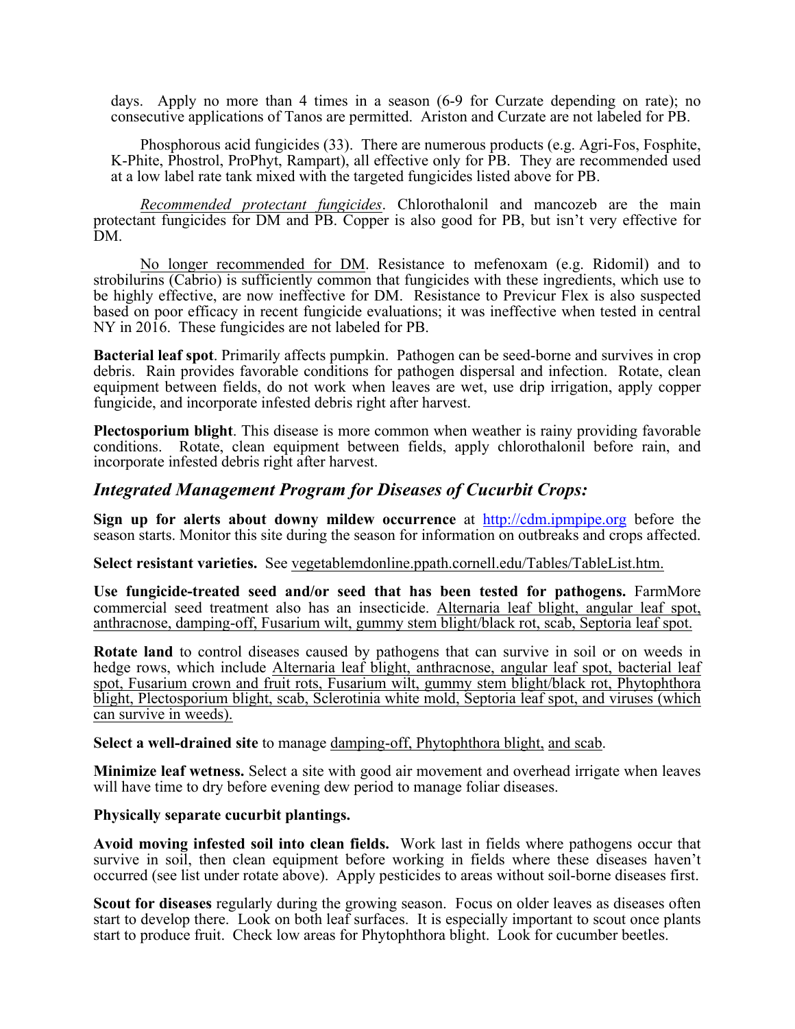days. Apply no more than 4 times in a season (6-9 for Curzate depending on rate); no consecutive applications of Tanos are permitted. Ariston and Curzate are not labeled for PB.

Phosphorous acid fungicides (33). There are numerous products (e.g. Agri-Fos, Fosphite, K-Phite, Phostrol, ProPhyt, Rampart), all effective only for PB. They are recommended used at a low label rate tank mixed with the targeted fungicides listed above for PB.

*Recommended protectant fungicides*. Chlorothalonil and mancozeb are the main protectant fungicides for DM and PB. Copper is also good for PB, but isn't very effective for DM.

No longer recommended for DM. Resistance to mefenoxam (e.g. Ridomil) and to strobilurins (Cabrio) is sufficiently common that fungicides with these ingredients, which use to be highly effective, are now ineffective for DM. Resistance to Previcur Flex is also suspected based on poor efficacy in recent fungicide evaluations; it was ineffective when tested in central NY in 2016. These fungicides are not labeled for PB.

**Bacterial leaf spot**. Primarily affects pumpkin. Pathogen can be seed-borne and survives in crop debris. Rain provides favorable conditions for pathogen dispersal and infection. Rotate, clean equipment between fields, do not work when leaves are wet, use drip irrigation, apply copper fungicide, and incorporate infested debris right after harvest.

**Plectosporium blight**. This disease is more common when weather is rainy providing favorable conditions. Rotate, clean equipment between fields, apply chlorothalonil before rain, and incorporate infested debris right after harvest.

## *Integrated Management Program for Diseases of Cucurbit Crops:*

**Sign up for alerts about downy mildew occurrence** at http://cdm.ipmpipe.org before the season starts. Monitor this site during the season for information on outbreaks and crops affected.

**Select resistant varieties.** See vegetablemdonline.ppath.cornell.edu/Tables/TableList.htm.

**Use fungicide-treated seed and/or seed that has been tested for pathogens.** FarmMore commercial seed treatment also has an insecticide. Alternaria leaf blight, angular leaf spot, anthracnose, damping-off, Fusarium wilt, gummy stem blight/black rot, scab, Septoria leaf spot.

**Rotate land** to control diseases caused by pathogens that can survive in soil or on weeds in hedge rows, which include Alternaria leaf blight, anthracnose, angular leaf spot, bacterial leaf spot, Fusarium crown and fruit rots, Fusarium wilt, gummy stem blight/black rot, Phytophthora blight, Plectosporium blight, scab, Sclerotinia white mold, Septoria leaf spot, and viruses (which can survive in weeds).

**Select a well-drained site** to manage damping-off, Phytophthora blight, and scab.

**Minimize leaf wetness.** Select a site with good air movement and overhead irrigate when leaves will have time to dry before evening dew period to manage foliar diseases.

**Physically separate cucurbit plantings.**

**Avoid moving infested soil into clean fields.** Work last in fields where pathogens occur that survive in soil, then clean equipment before working in fields where these diseases haven't occurred (see list under rotate above). Apply pesticides to areas without soil-borne diseases first.

**Scout for diseases** regularly during the growing season. Focus on older leaves as diseases often start to develop there. Look on both leaf surfaces. It is especially important to scout once plants start to produce fruit. Check low areas for Phytophthora blight. Look for cucumber beetles.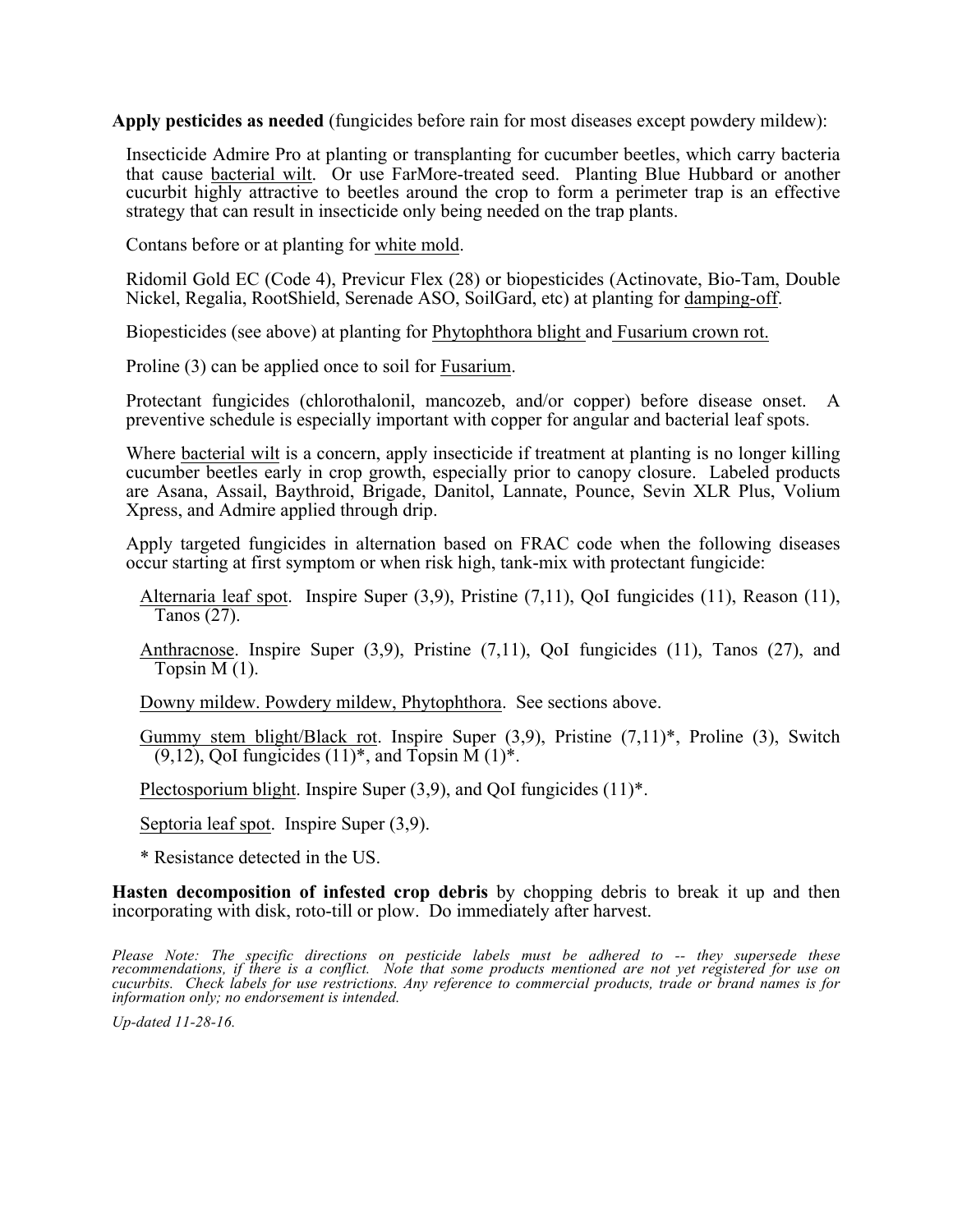**Apply pesticides as needed** (fungicides before rain for most diseases except powdery mildew):

Insecticide Admire Pro at planting or transplanting for cucumber beetles, which carry bacteria that cause bacterial wilt. Or use FarMore-treated seed. Planting Blue Hubbard or another cucurbit highly attractive to beetles around the crop to form a perimeter trap is an effective strategy that can result in insecticide only being needed on the trap plants.

Contans before or at planting for white mold.

Ridomil Gold EC (Code 4), Previcur Flex (28) or biopesticides (Actinovate, Bio-Tam, Double Nickel, Regalia, RootShield, Serenade ASO, SoilGard, etc) at planting for damping-off.

Biopesticides (see above) at planting for Phytophthora blight and Fusarium crown rot.

Proline (3) can be applied once to soil for Fusarium.

Protectant fungicides (chlorothalonil, mancozeb, and/or copper) before disease onset. A preventive schedule is especially important with copper for angular and bacterial leaf spots.

Where bacterial wilt is a concern, apply insecticide if treatment at planting is no longer killing cucumber beetles early in crop growth, especially prior to canopy closure. Labeled products are Asana, Assail, Baythroid, Brigade, Danitol, Lannate, Pounce, Sevin XLR Plus, Volium Xpress, and Admire applied through drip.

Apply targeted fungicides in alternation based on FRAC code when the following diseases occur starting at first symptom or when risk high, tank-mix with protectant fungicide:

Alternaria leaf spot. Inspire Super (3,9), Pristine (7,11), QoI fungicides (11), Reason (11), Tanos (27).

Anthracnose. Inspire Super (3,9), Pristine (7,11), QoI fungicides (11), Tanos (27), and Topsin M (1).

Downy mildew. Powdery mildew, Phytophthora. See sections above.

Gummy stem blight/Black rot. Inspire Super (3,9), Pristine (7,11)*, Proline (3), Switch (9,12), QoI fungicides (11)*, and Topsin M (1)*.

Plectosporium blight. Inspire Super (3,9), and QoI fungicides (11)*.

Septoria leaf spot. Inspire Super (3,9).

\* Resistance detected in the US.

**Hasten decomposition of infested crop debris** by chopping debris to break it up and then incorporating with disk, roto-till or plow. Do immediately after harvest.

*Please Note: The specific directions on pesticide labels must be adhered to -- they supersede these recommendations, if there is a conflict. Note that some products mentioned are not yet registered for use on cucurbits. Check labels for use restrictions. Any reference to commercial products, trade or brand names is for information only; no endorsement is intended.*

*Up-dated 11-28-16.*